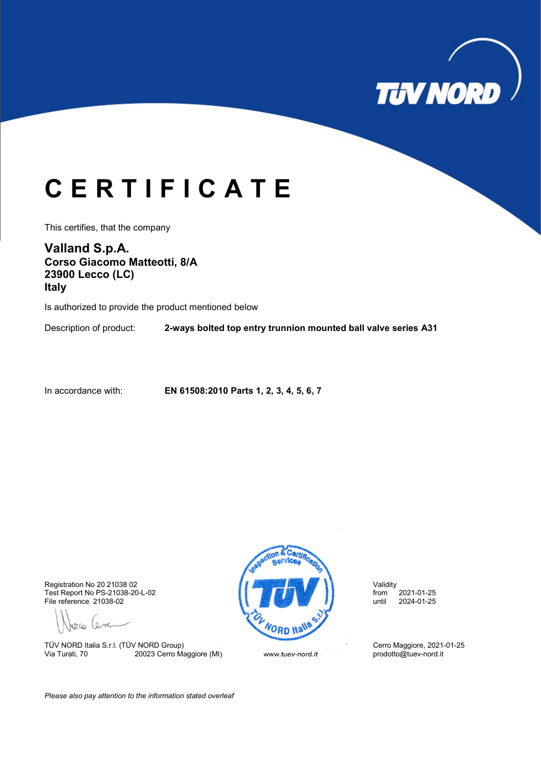TÜV NORD

# C E R T I F I C A T E

This certifies, that the company

**Valland S.p.A.**
**Corso Giacomo Matteotti, 8/A**
**23900 Lecco (LC)**
**Italy**

Is authorized to provide the product mentioned below

Description of product: **2-ways bolted top entry trunnion mounted ball valve series A31**

In accordance with: **EN 61508:2010 Parts 1, 2, 3, 4, 5, 6, 7**

Registration No 20 21038 02
Test Report No PS-21038-20-L-02
File reference 21038-02

Validity
from 2021-01-25
until 2024-01-25

TÜV NORD Italia S.r.l. (TÜV NORD Group)
Via Turati, 70 20023 Cerro Maggiore (MI)

www.tuev-nord.it

Cerro Maggiore, 2021-01-25
prodotto@tuev-nord.it

*Please also pay attention to the information stated overleaf*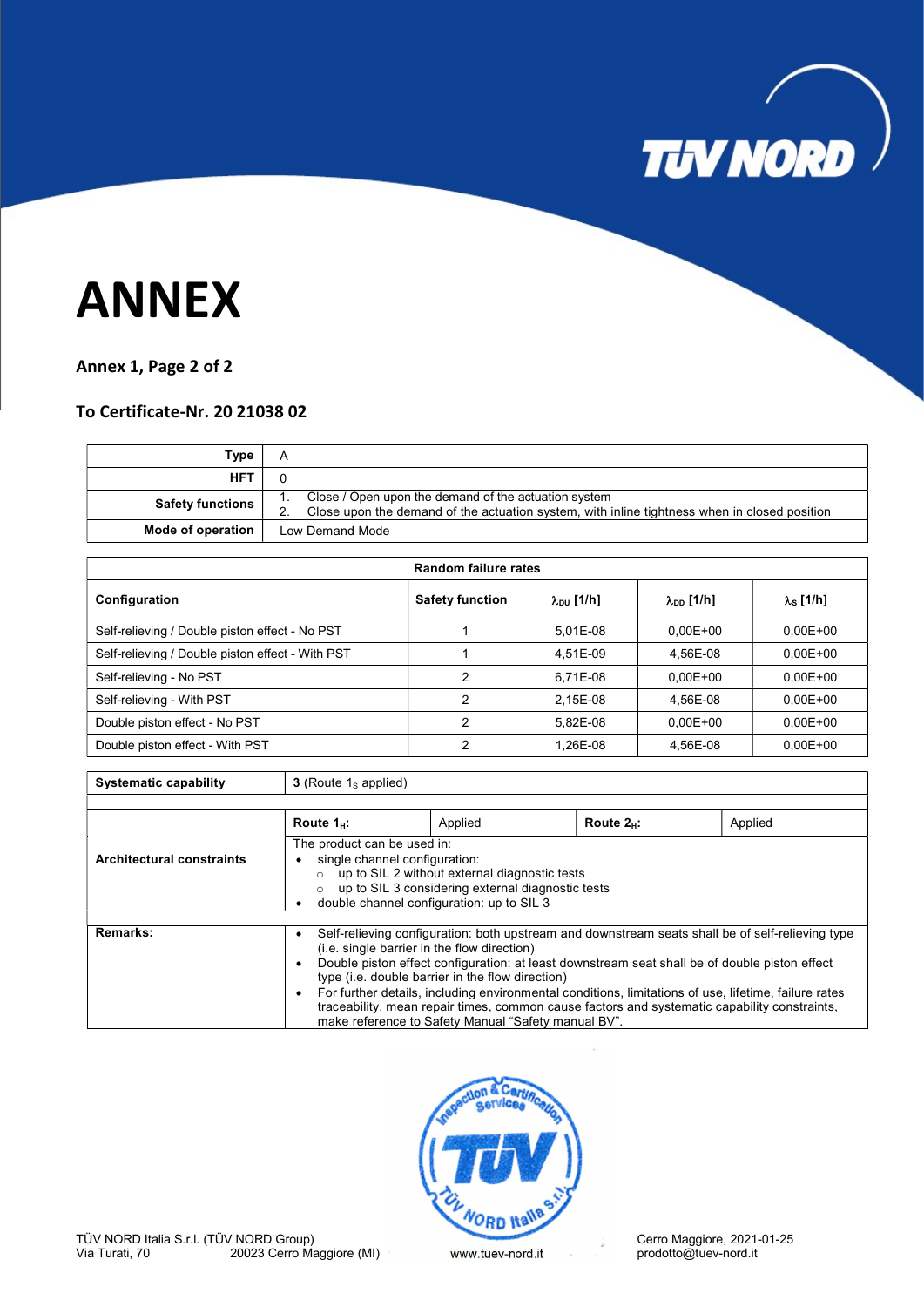# ANNEX

**Annex 1, Page 2 of 2**

**To Certificate-Nr. 20 21038 02**

| | |
|---|---|
| **Type** | A |
| **HFT** | 0 |
| **Safety functions** | 1. Close / Open upon the demand of the actuation system<br>2. Close upon the demand of the actuation system, with inline tightness when in closed position |
| **Mode of operation** | Low Demand Mode |

| **Random failure rates** | | | | |
|---|---|---|---|---|
| **Configuration** | **Safety function** | **$\lambda_{DU}$ [1/h]** | **$\lambda_{DD}$ [1/h]** | **$\lambda_S$ [1/h]** |
| Self-relieving / Double piston effect - No PST | 1 | 5,01E-08 | 0,00E+00 | 0,00E+00 |
| Self-relieving / Double piston effect - With PST | 1 | 4,51E-09 | 4,56E-08 | 0,00E+00 |
| Self-relieving - No PST | 2 | 6,71E-08 | 0,00E+00 | 0,00E+00 |
| Self-relieving - With PST | 2 | 2,15E-08 | 4,56E-08 | 0,00E+00 |
| Double piston effect - No PST | 2 | 5,82E-08 | 0,00E+00 | 0,00E+00 |
| Double piston effect - With PST | 2 | 1,26E-08 | 4,56E-08 | 0,00E+00 |

| | | | | |
|---|---|---|---|---|
| **Systematic capability** | **3** (Route $1_S$ applied) | | | |
| **Architectural constraints** | **Route $1_H$:** | Applied | **Route $2_H$:** | Applied |
| | The product can be used in:<br>• single channel configuration:<br>  ○ up to SIL 2 without external diagnostic tests<br>  ○ up to SIL 3 considering external diagnostic tests<br>• double channel configuration: up to SIL 3 | | | |
| **Remarks:** | • Self-relieving configuration: both upstream and downstream seats shall be of self-relieving type (i.e. single barrier in the flow direction)<br>• Double piston effect configuration: at least downstream seat shall be of double piston effect type (i.e. double barrier in the flow direction)<br>• For further details, including environmental conditions, limitations of use, lifetime, failure rates traceability, mean repair times, common cause factors and systematic capability constraints, make reference to Safety Manual "Safety manual BV". | | | |

TÜV NORD Italia S.r.l. (TÜV NORD Group)
Via Turati, 70 20023 Cerro Maggiore (MI)

www.tuev-nord.it

Cerro Maggiore, 2021-01-25
prodotto@tuev-nord.it